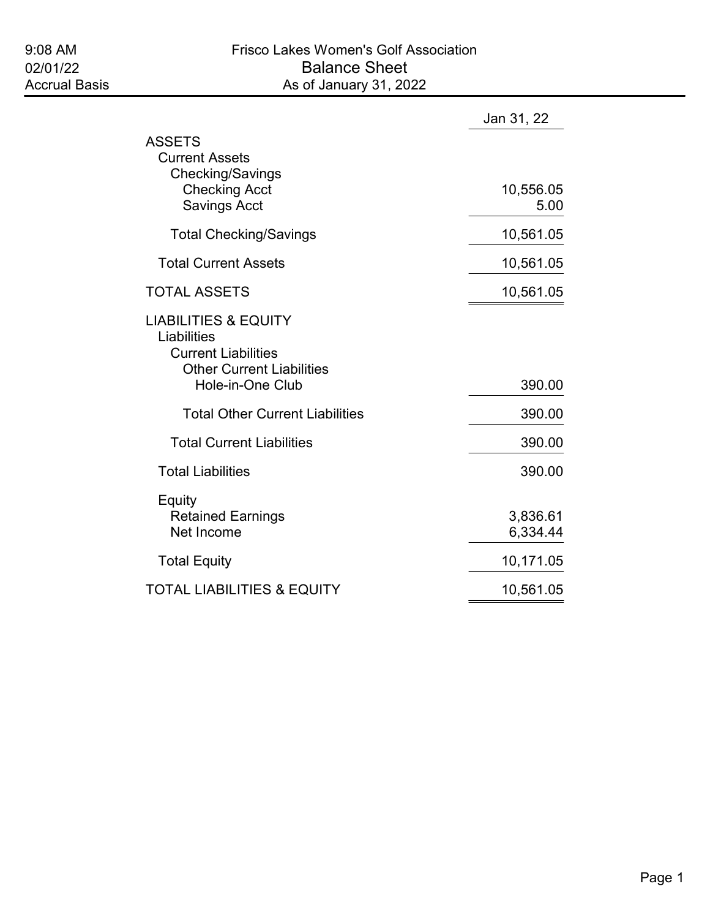9:08 AM
02/01/22
Accrual Basis

# Frisco Lakes Women's Golf Association

## Balance Sheet

As of January 31, 2022

| | Jan 31, 22 |
|---|---|
| **ASSETS** | |
| Current Assets | |
| Checking/Savings | |
| Checking Acct | 10,556.05 |
| Savings Acct | 5.00 |
| Total Checking/Savings | 10,561.05 |
| Total Current Assets | 10,561.05 |
| **TOTAL ASSETS** | 10,561.05 |
| **LIABILITIES & EQUITY** | |
| Liabilities | |
| Current Liabilities | |
| Other Current Liabilities | |
| Hole-in-One Club | 390.00 |
| Total Other Current Liabilities | 390.00 |
| Total Current Liabilities | 390.00 |
| Total Liabilities | 390.00 |
| Equity | |
| Retained Earnings | 3,836.61 |
| Net Income | 6,334.44 |
| Total Equity | 10,171.05 |
| **TOTAL LIABILITIES & EQUITY** | 10,561.05 |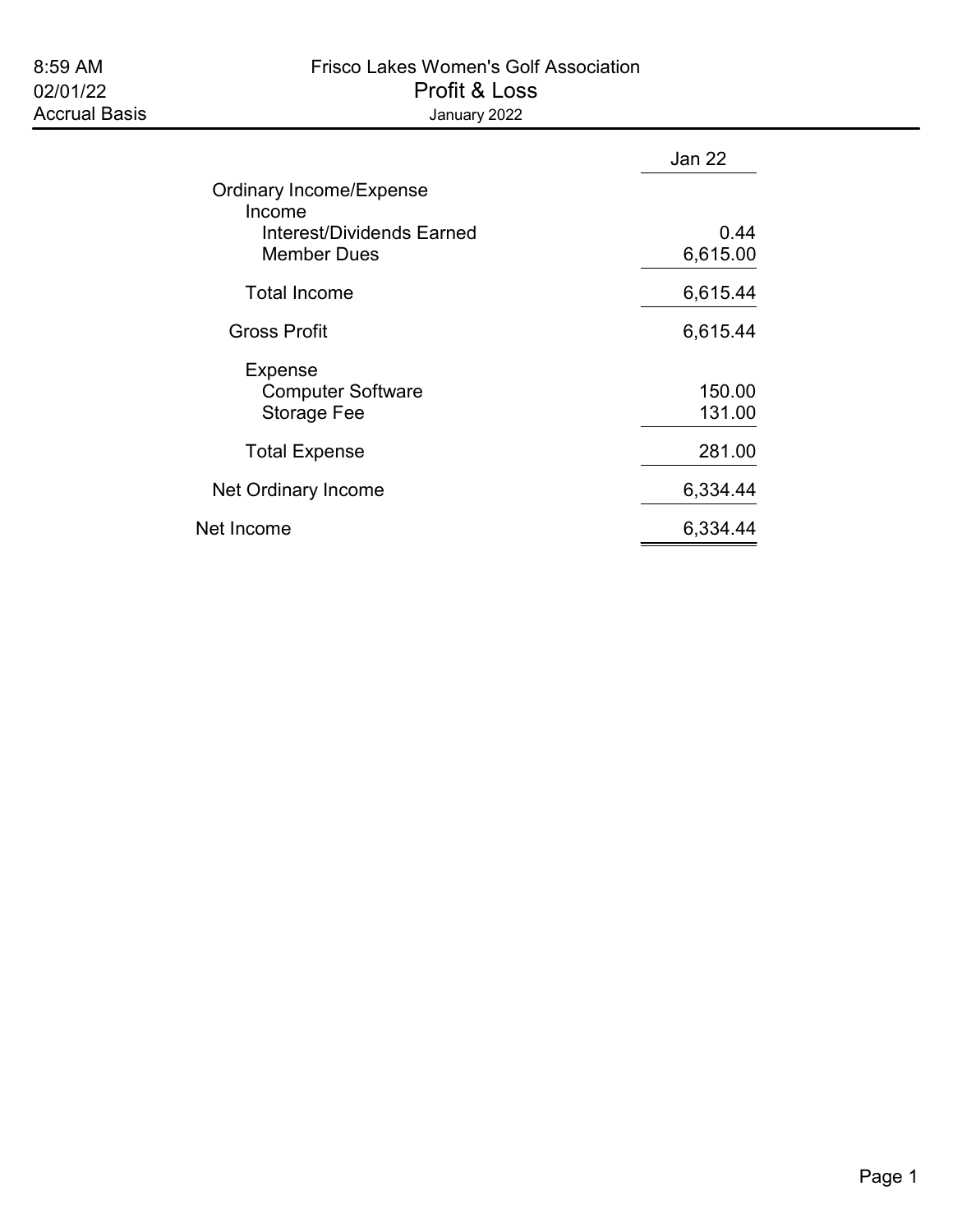8:59 AM
02/01/22
Accrual Basis

# Frisco Lakes Women's Golf Association

## Profit & Loss

January 2022

| | Jan 22 |
|---|---|
| Ordinary Income/Expense | |
| Income | |
| Interest/Dividends Earned | 0.44 |
| Member Dues | 6,615.00 |
| Total Income | 6,615.44 |
| Gross Profit | 6,615.44 |
| Expense | |
| Computer Software | 150.00 |
| Storage Fee | 131.00 |
| Total Expense | 281.00 |
| Net Ordinary Income | 6,334.44 |
| Net Income | 6,334.44 |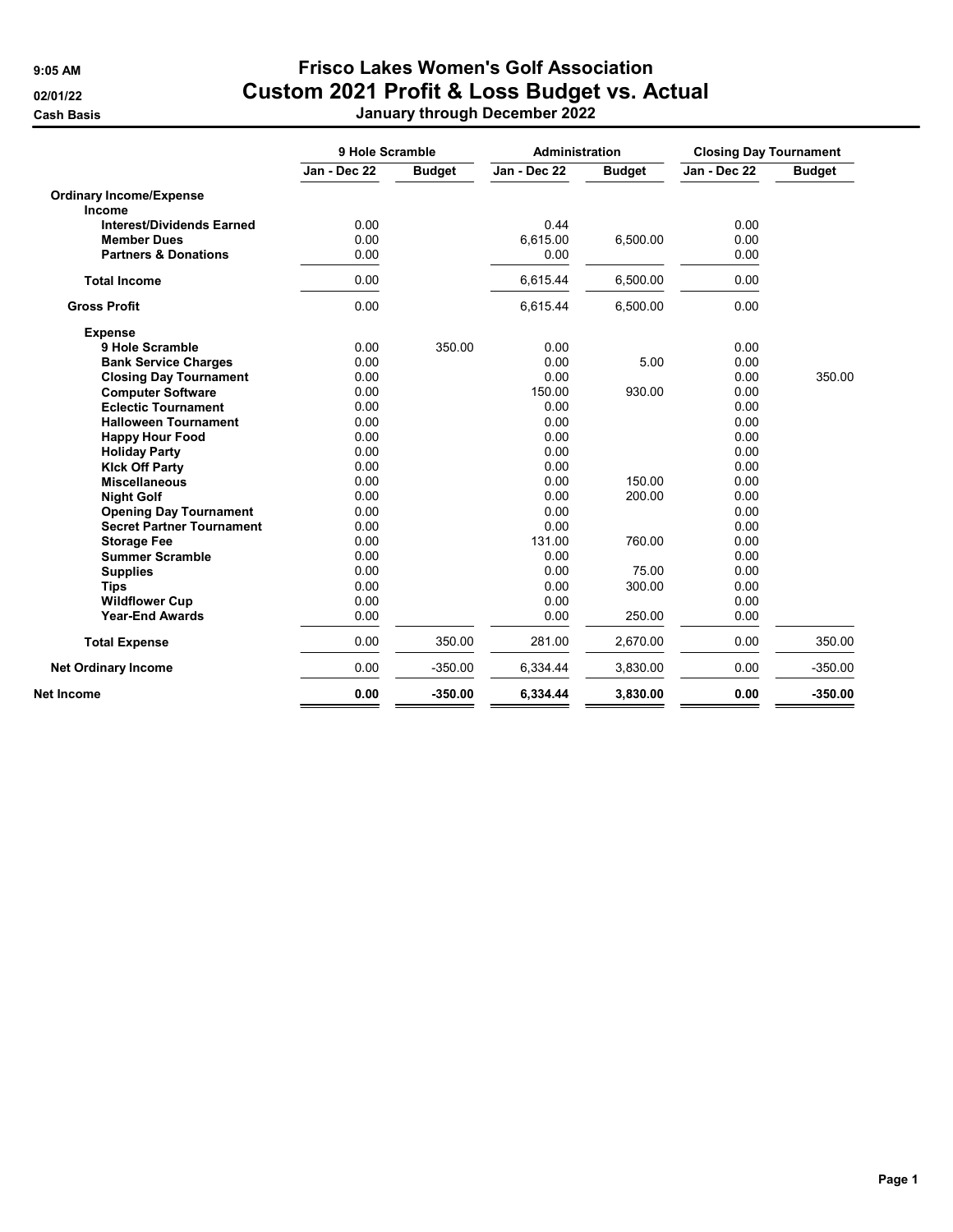# Frisco Lakes Women's Golf Association

## Custom 2021 Profit & Loss Budget vs. Actual

**January through December 2022**

9:05 AM
02/01/22
Cash Basis

| | 9 Hole Scramble | | Administration | | Closing Day Tournament | |
|---|---|---|---|---|---|---|
| | Jan - Dec 22 | Budget | Jan - Dec 22 | Budget | Jan - Dec 22 | Budget |
| **Ordinary Income/Expense** | | | | | | |
| **Income** | | | | | | |
| **Interest/Dividends Earned** | 0.00 | | 0.44 | | 0.00 | |
| **Member Dues** | 0.00 | | 6,615.00 | 6,500.00 | 0.00 | |
| **Partners & Donations** | 0.00 | | 0.00 | | 0.00 | |
| **Total Income** | 0.00 | | 6,615.44 | 6,500.00 | 0.00 | |
| **Gross Profit** | 0.00 | | 6,615.44 | 6,500.00 | 0.00 | |
| **Expense** | | | | | | |
| **9 Hole Scramble** | 0.00 | 350.00 | 0.00 | | 0.00 | |
| **Bank Service Charges** | 0.00 | | 0.00 | 5.00 | 0.00 | |
| **Closing Day Tournament** | 0.00 | | 0.00 | | 0.00 | 350.00 |
| **Computer Software** | 0.00 | | 150.00 | 930.00 | 0.00 | |
| **Eclectic Tournament** | 0.00 | | 0.00 | | 0.00 | |
| **Halloween Tournament** | 0.00 | | 0.00 | | 0.00 | |
| **Happy Hour Food** | 0.00 | | 0.00 | | 0.00 | |
| **Holiday Party** | 0.00 | | 0.00 | | 0.00 | |
| **KIck Off Party** | 0.00 | | 0.00 | | 0.00 | |
| **Miscellaneous** | 0.00 | | 0.00 | 150.00 | 0.00 | |
| **Night Golf** | 0.00 | | 0.00 | 200.00 | 0.00 | |
| **Opening Day Tournament** | 0.00 | | 0.00 | | 0.00 | |
| **Secret Partner Tournament** | 0.00 | | 0.00 | | 0.00 | |
| **Storage Fee** | 0.00 | | 131.00 | 760.00 | 0.00 | |
| **Summer Scramble** | 0.00 | | 0.00 | | 0.00 | |
| **Supplies** | 0.00 | | 0.00 | 75.00 | 0.00 | |
| **Tips** | 0.00 | | 0.00 | 300.00 | 0.00 | |
| **Wildflower Cup** | 0.00 | | 0.00 | | 0.00 | |
| **Year-End Awards** | 0.00 | | 0.00 | 250.00 | 0.00 | |
| **Total Expense** | 0.00 | 350.00 | 281.00 | 2,670.00 | 0.00 | 350.00 |
| **Net Ordinary Income** | 0.00 | -350.00 | 6,334.44 | 3,830.00 | 0.00 | -350.00 |
| **Net Income** | **0.00** | **-350.00** | **6,334.44** | **3,830.00** | **0.00** | **-350.00** |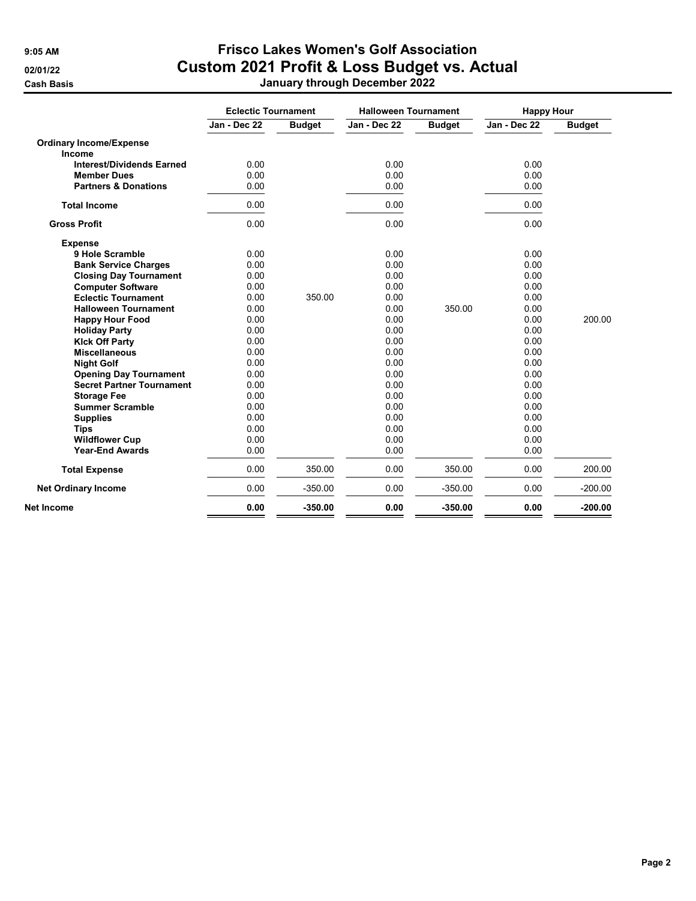# Frisco Lakes Women's Golf Association
## Custom 2021 Profit & Loss Budget vs. Actual
### January through December 2022

9:05 AM
02/01/22
Cash Basis

| | Eclectic Tournament | | Halloween Tournament | | Happy Hour | |
|---|---|---|---|---|---|---|
| | Jan - Dec 22 | Budget | Jan - Dec 22 | Budget | Jan - Dec 22 | Budget |
| **Ordinary Income/Expense** | | | | | | |
| **Income** | | | | | | |
| **Interest/Dividends Earned** | 0.00 | | 0.00 | | 0.00 | |
| **Member Dues** | 0.00 | | 0.00 | | 0.00 | |
| **Partners & Donations** | 0.00 | | 0.00 | | 0.00 | |
| **Total Income** | 0.00 | | 0.00 | | 0.00 | |
| **Gross Profit** | 0.00 | | 0.00 | | 0.00 | |
| **Expense** | | | | | | |
| **9 Hole Scramble** | 0.00 | | 0.00 | | 0.00 | |
| **Bank Service Charges** | 0.00 | | 0.00 | | 0.00 | |
| **Closing Day Tournament** | 0.00 | | 0.00 | | 0.00 | |
| **Computer Software** | 0.00 | | 0.00 | | 0.00 | |
| **Eclectic Tournament** | 0.00 | 350.00 | 0.00 | | 0.00 | |
| **Halloween Tournament** | 0.00 | | 0.00 | 350.00 | 0.00 | |
| **Happy Hour Food** | 0.00 | | 0.00 | | 0.00 | 200.00 |
| **Holiday Party** | 0.00 | | 0.00 | | 0.00 | |
| **KIck Off Party** | 0.00 | | 0.00 | | 0.00 | |
| **Miscellaneous** | 0.00 | | 0.00 | | 0.00 | |
| **Night Golf** | 0.00 | | 0.00 | | 0.00 | |
| **Opening Day Tournament** | 0.00 | | 0.00 | | 0.00 | |
| **Secret Partner Tournament** | 0.00 | | 0.00 | | 0.00 | |
| **Storage Fee** | 0.00 | | 0.00 | | 0.00 | |
| **Summer Scramble** | 0.00 | | 0.00 | | 0.00 | |
| **Supplies** | 0.00 | | 0.00 | | 0.00 | |
| **Tips** | 0.00 | | 0.00 | | 0.00 | |
| **Wildflower Cup** | 0.00 | | 0.00 | | 0.00 | |
| **Year-End Awards** | 0.00 | | 0.00 | | 0.00 | |
| **Total Expense** | 0.00 | 350.00 | 0.00 | 350.00 | 0.00 | 200.00 |
| **Net Ordinary Income** | 0.00 | -350.00 | 0.00 | -350.00 | 0.00 | -200.00 |
| **Net Income** | **0.00** | **-350.00** | **0.00** | **-350.00** | **0.00** | **-200.00** |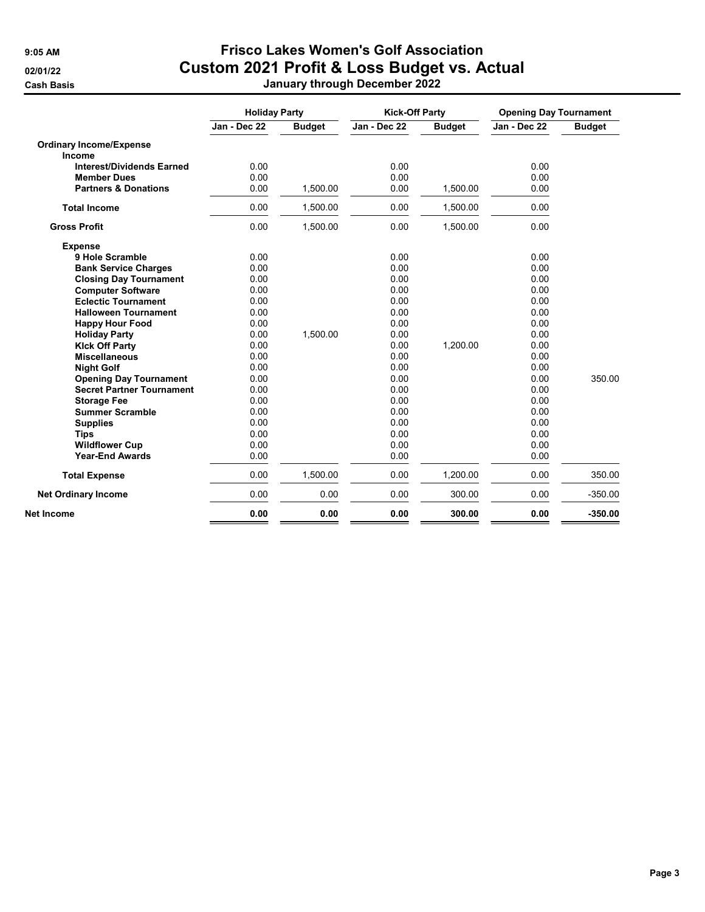# Frisco Lakes Women's Golf Association

## Custom 2021 Profit & Loss Budget vs. Actual

**9:05 AM**
**02/01/22**
**Cash Basis**

**January through December 2022**

| | Holiday Party | | Kick-Off Party | | Opening Day Tournament | |
|---|---|---|---|---|---|---|
| | Jan - Dec 22 | Budget | Jan - Dec 22 | Budget | Jan - Dec 22 | Budget |
| **Ordinary Income/Expense** | | | | | | |
| **Income** | | | | | | |
| **Interest/Dividends Earned** | 0.00 | | 0.00 | | 0.00 | |
| **Member Dues** | 0.00 | | 0.00 | | 0.00 | |
| **Partners & Donations** | 0.00 | 1,500.00 | 0.00 | 1,500.00 | 0.00 | |
| **Total Income** | 0.00 | 1,500.00 | 0.00 | 1,500.00 | 0.00 | |
| **Gross Profit** | 0.00 | 1,500.00 | 0.00 | 1,500.00 | 0.00 | |
| **Expense** | | | | | | |
| **9 Hole Scramble** | 0.00 | | 0.00 | | 0.00 | |
| **Bank Service Charges** | 0.00 | | 0.00 | | 0.00 | |
| **Closing Day Tournament** | 0.00 | | 0.00 | | 0.00 | |
| **Computer Software** | 0.00 | | 0.00 | | 0.00 | |
| **Eclectic Tournament** | 0.00 | | 0.00 | | 0.00 | |
| **Halloween Tournament** | 0.00 | | 0.00 | | 0.00 | |
| **Happy Hour Food** | 0.00 | | 0.00 | | 0.00 | |
| **Holiday Party** | 0.00 | 1,500.00 | 0.00 | | 0.00 | |
| **KIck Off Party** | 0.00 | | 0.00 | 1,200.00 | 0.00 | |
| **Miscellaneous** | 0.00 | | 0.00 | | 0.00 | |
| **Night Golf** | 0.00 | | 0.00 | | 0.00 | |
| **Opening Day Tournament** | 0.00 | | 0.00 | | 0.00 | 350.00 |
| **Secret Partner Tournament** | 0.00 | | 0.00 | | 0.00 | |
| **Storage Fee** | 0.00 | | 0.00 | | 0.00 | |
| **Summer Scramble** | 0.00 | | 0.00 | | 0.00 | |
| **Supplies** | 0.00 | | 0.00 | | 0.00 | |
| **Tips** | 0.00 | | 0.00 | | 0.00 | |
| **Wildflower Cup** | 0.00 | | 0.00 | | 0.00 | |
| **Year-End Awards** | 0.00 | | 0.00 | | 0.00 | |
| **Total Expense** | 0.00 | 1,500.00 | 0.00 | 1,200.00 | 0.00 | 350.00 |
| **Net Ordinary Income** | 0.00 | 0.00 | 0.00 | 300.00 | 0.00 | -350.00 |
| **Net Income** | **0.00** | **0.00** | **0.00** | **300.00** | **0.00** | **-350.00** |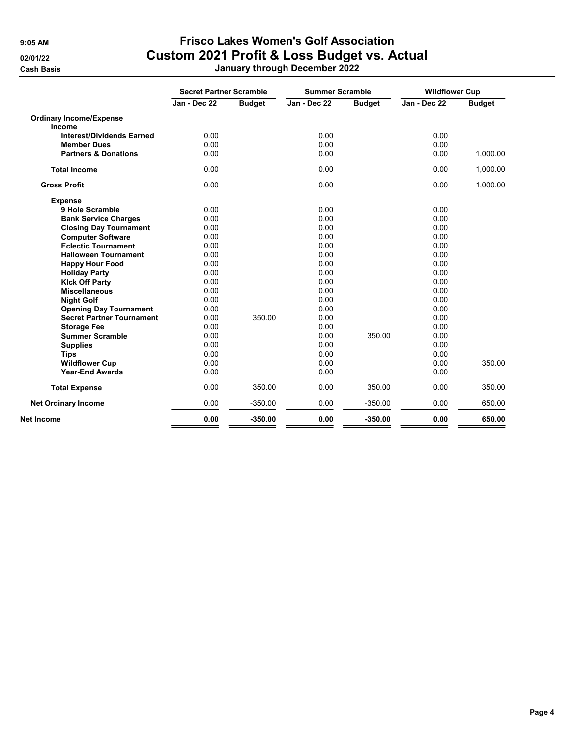# Frisco Lakes Women's Golf Association

## Custom 2021 Profit & Loss Budget vs. Actual

### January through December 2022

9:05 AM
02/01/22
Cash Basis

| | Secret Partner Scramble | | Summer Scramble | | Wildflower Cup | |
|---|---|---|---|---|---|---|
| | Jan - Dec 22 | Budget | Jan - Dec 22 | Budget | Jan - Dec 22 | Budget |
| **Ordinary Income/Expense** | | | | | | |
| **Income** | | | | | | |
| **Interest/Dividends Earned** | 0.00 | | 0.00 | | 0.00 | |
| **Member Dues** | 0.00 | | 0.00 | | 0.00 | |
| **Partners & Donations** | 0.00 | | 0.00 | | 0.00 | 1,000.00 |
| **Total Income** | 0.00 | | 0.00 | | 0.00 | 1,000.00 |
| **Gross Profit** | 0.00 | | 0.00 | | 0.00 | 1,000.00 |
| **Expense** | | | | | | |
| **9 Hole Scramble** | 0.00 | | 0.00 | | 0.00 | |
| **Bank Service Charges** | 0.00 | | 0.00 | | 0.00 | |
| **Closing Day Tournament** | 0.00 | | 0.00 | | 0.00 | |
| **Computer Software** | 0.00 | | 0.00 | | 0.00 | |
| **Eclectic Tournament** | 0.00 | | 0.00 | | 0.00 | |
| **Halloween Tournament** | 0.00 | | 0.00 | | 0.00 | |
| **Happy Hour Food** | 0.00 | | 0.00 | | 0.00 | |
| **Holiday Party** | 0.00 | | 0.00 | | 0.00 | |
| **KIck Off Party** | 0.00 | | 0.00 | | 0.00 | |
| **Miscellaneous** | 0.00 | | 0.00 | | 0.00 | |
| **Night Golf** | 0.00 | | 0.00 | | 0.00 | |
| **Opening Day Tournament** | 0.00 | | 0.00 | | 0.00 | |
| **Secret Partner Tournament** | 0.00 | 350.00 | 0.00 | | 0.00 | |
| **Storage Fee** | 0.00 | | 0.00 | | 0.00 | |
| **Summer Scramble** | 0.00 | | 0.00 | 350.00 | 0.00 | |
| **Supplies** | 0.00 | | 0.00 | | 0.00 | |
| **Tips** | 0.00 | | 0.00 | | 0.00 | |
| **Wildflower Cup** | 0.00 | | 0.00 | | 0.00 | 350.00 |
| **Year-End Awards** | 0.00 | | 0.00 | | 0.00 | |
| **Total Expense** | 0.00 | 350.00 | 0.00 | 350.00 | 0.00 | 350.00 |
| **Net Ordinary Income** | 0.00 | -350.00 | 0.00 | -350.00 | 0.00 | 650.00 |
| **Net Income** | **0.00** | **-350.00** | **0.00** | **-350.00** | **0.00** | **650.00** |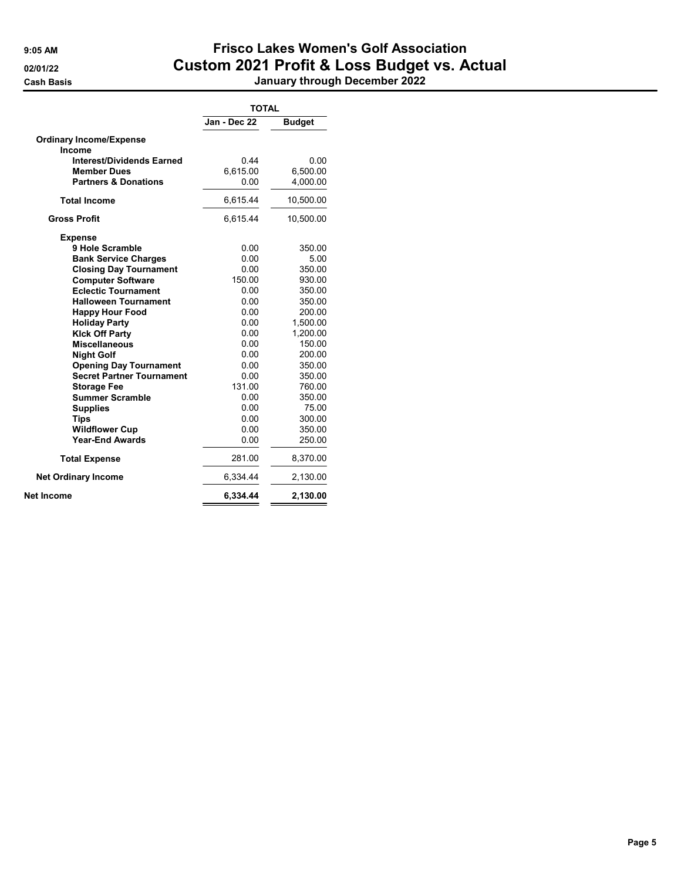9:05 AM

02/01/22

Cash Basis

# Frisco Lakes Women's Golf Association

# Custom 2021 Profit & Loss Budget vs. Actual

## January through December 2022

| | TOTAL | |
|---|---|---|
| | **Jan - Dec 22** | **Budget** |
| **Ordinary Income/Expense** | | |
| **Income** | | |
| **Interest/Dividends Earned** | 0.44 | 0.00 |
| **Member Dues** | 6,615.00 | 6,500.00 |
| **Partners & Donations** | 0.00 | 4,000.00 |
| **Total Income** | 6,615.44 | 10,500.00 |
| **Gross Profit** | 6,615.44 | 10,500.00 |
| **Expense** | | |
| **9 Hole Scramble** | 0.00 | 350.00 |
| **Bank Service Charges** | 0.00 | 5.00 |
| **Closing Day Tournament** | 0.00 | 350.00 |
| **Computer Software** | 150.00 | 930.00 |
| **Eclectic Tournament** | 0.00 | 350.00 |
| **Halloween Tournament** | 0.00 | 350.00 |
| **Happy Hour Food** | 0.00 | 200.00 |
| **Holiday Party** | 0.00 | 1,500.00 |
| **KIck Off Party** | 0.00 | 1,200.00 |
| **Miscellaneous** | 0.00 | 150.00 |
| **Night Golf** | 0.00 | 200.00 |
| **Opening Day Tournament** | 0.00 | 350.00 |
| **Secret Partner Tournament** | 0.00 | 350.00 |
| **Storage Fee** | 131.00 | 760.00 |
| **Summer Scramble** | 0.00 | 350.00 |
| **Supplies** | 0.00 | 75.00 |
| **Tips** | 0.00 | 300.00 |
| **Wildflower Cup** | 0.00 | 350.00 |
| **Year-End Awards** | 0.00 | 250.00 |
| **Total Expense** | 281.00 | 8,370.00 |
| **Net Ordinary Income** | 6,334.44 | 2,130.00 |
| **Net Income** | **6,334.44** | **2,130.00** |